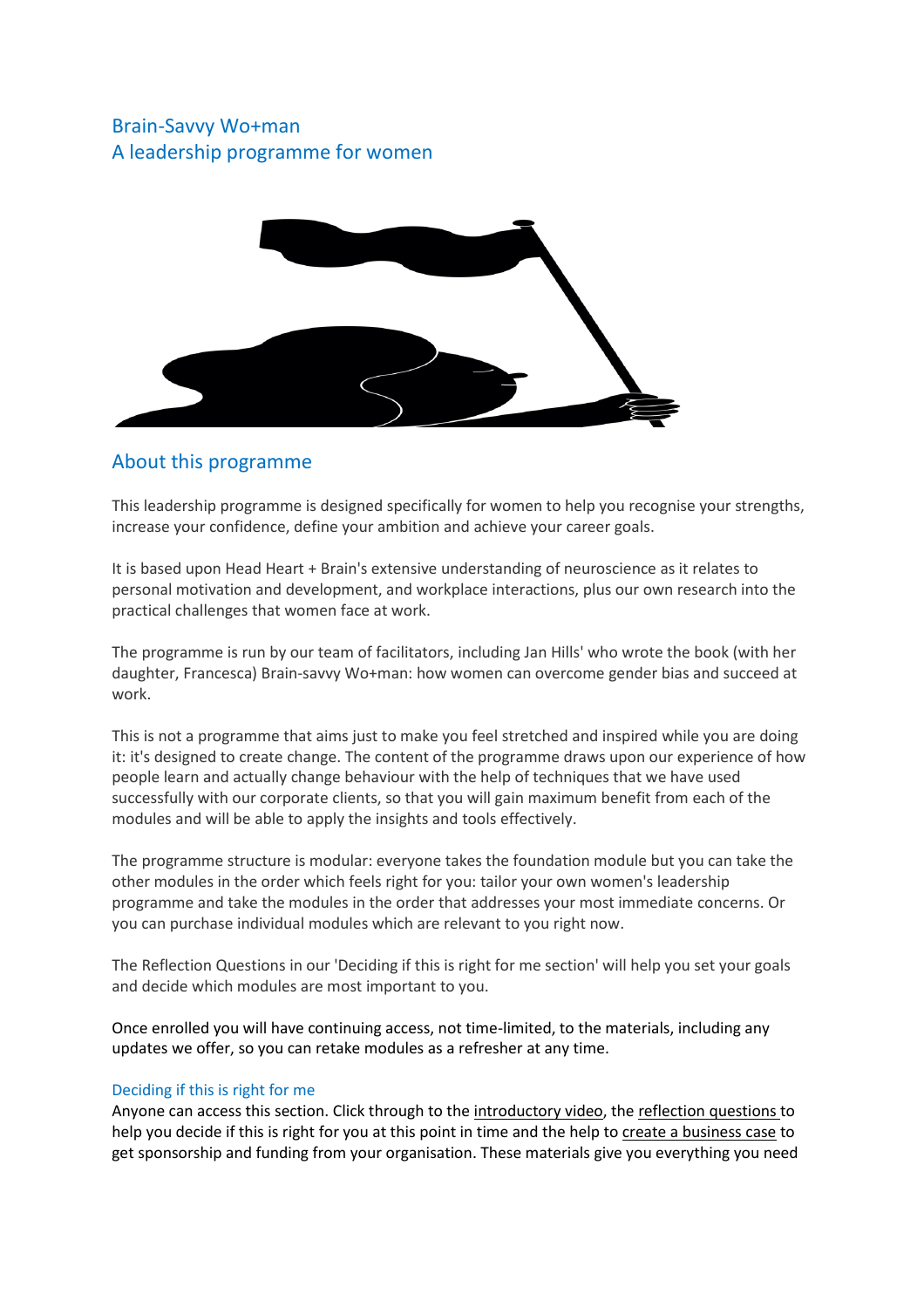# Brain-Savvy Wo+man
# A leadership programme for women

## About this programme

This leadership programme is designed specifically for women to help you recognise your strengths, increase your confidence, define your ambition and achieve your career goals.

It is based upon Head Heart + Brain's extensive understanding of neuroscience as it relates to personal motivation and development, and workplace interactions, plus our own research into the practical challenges that women face at work.

The programme is run by our team of facilitators, including Jan Hills' who wrote the book (with her daughter, Francesca) Brain-savvy Wo+man: how women can overcome gender bias and succeed at work.

This is not a programme that aims just to make you feel stretched and inspired while you are doing it: it's designed to create change. The content of the programme draws upon our experience of how people learn and actually change behaviour with the help of techniques that we have used successfully with our corporate clients, so that you will gain maximum benefit from each of the modules and will be able to apply the insights and tools effectively.

The programme structure is modular: everyone takes the foundation module but you can take the other modules in the order which feels right for you: tailor your own women's leadership programme and take the modules in the order that addresses your most immediate concerns. Or you can purchase individual modules which are relevant to you right now.

The Reflection Questions in our 'Deciding if this is right for me section' will help you set your goals and decide which modules are most important to you.

Once enrolled you will have continuing access, not time-limited, to the materials, including any updates we offer, so you can retake modules as a refresher at any time.

### Deciding if this is right for me

Anyone can access this section. Click through to the introductory video, the reflection questions to help you decide if this is right for you at this point in time and the help to create a business case to get sponsorship and funding from your organisation. These materials give you everything you need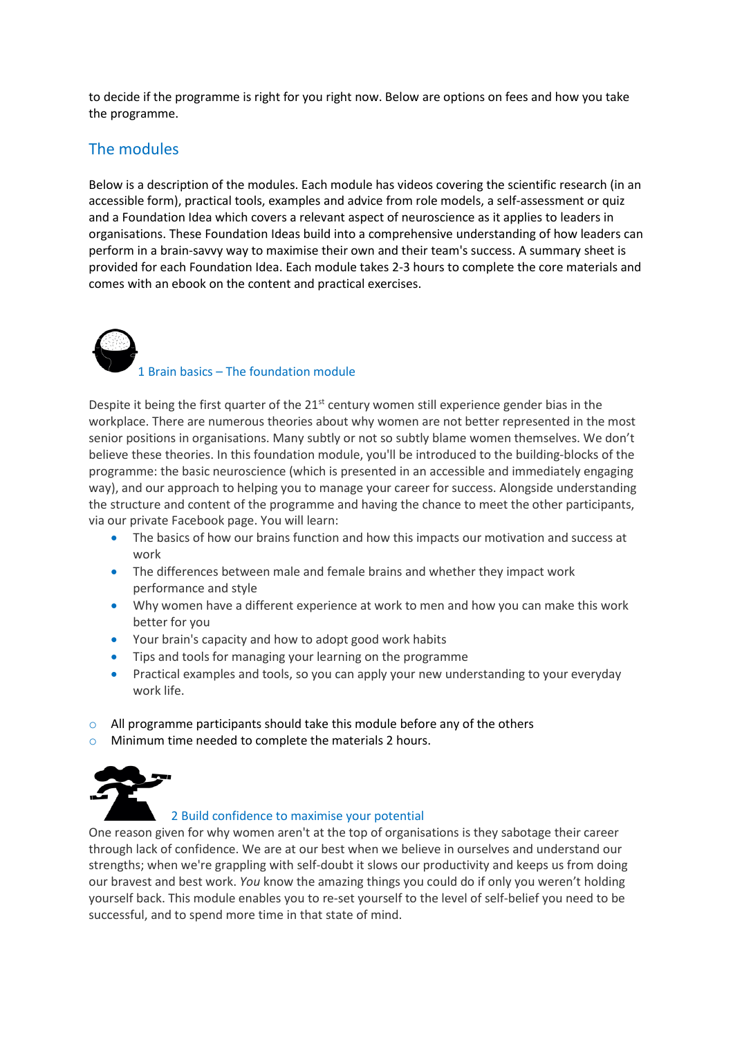to decide if the programme is right for you right now. Below are options on fees and how you take the programme.

## The modules

Below is a description of the modules. Each module has videos covering the scientific research (in an accessible form), practical tools, examples and advice from role models, a self-assessment or quiz and a Foundation Idea which covers a relevant aspect of neuroscience as it applies to leaders in organisations. These Foundation Ideas build into a comprehensive understanding of how leaders can perform in a brain-savvy way to maximise their own and their team's success. A summary sheet is provided for each Foundation Idea. Each module takes 2-3 hours to complete the core materials and comes with an ebook on the content and practical exercises.

### 1 Brain basics – The foundation module

Despite it being the first quarter of the 21st century women still experience gender bias in the workplace. There are numerous theories about why women are not better represented in the most senior positions in organisations. Many subtly or not so subtly blame women themselves. We don't believe these theories. In this foundation module, you'll be introduced to the building-blocks of the programme: the basic neuroscience (which is presented in an accessible and immediately engaging way), and our approach to helping you to manage your career for success. Alongside understanding the structure and content of the programme and having the chance to meet the other participants, via our private Facebook page. You will learn:

- The basics of how our brains function and how this impacts our motivation and success at work
- The differences between male and female brains and whether they impact work performance and style
- Why women have a different experience at work to men and how you can make this work better for you
- Your brain's capacity and how to adopt good work habits
- Tips and tools for managing your learning on the programme
- Practical examples and tools, so you can apply your new understanding to your everyday work life.

- All programme participants should take this module before any of the others
- Minimum time needed to complete the materials 2 hours.

### 2 Build confidence to maximise your potential

One reason given for why women aren't at the top of organisations is they sabotage their career through lack of confidence. We are at our best when we believe in ourselves and understand our strengths; when we're grappling with self-doubt it slows our productivity and keeps us from doing our bravest and best work. *You* know the amazing things you could do if only you weren't holding yourself back. This module enables you to re-set yourself to the level of self-belief you need to be successful, and to spend more time in that state of mind.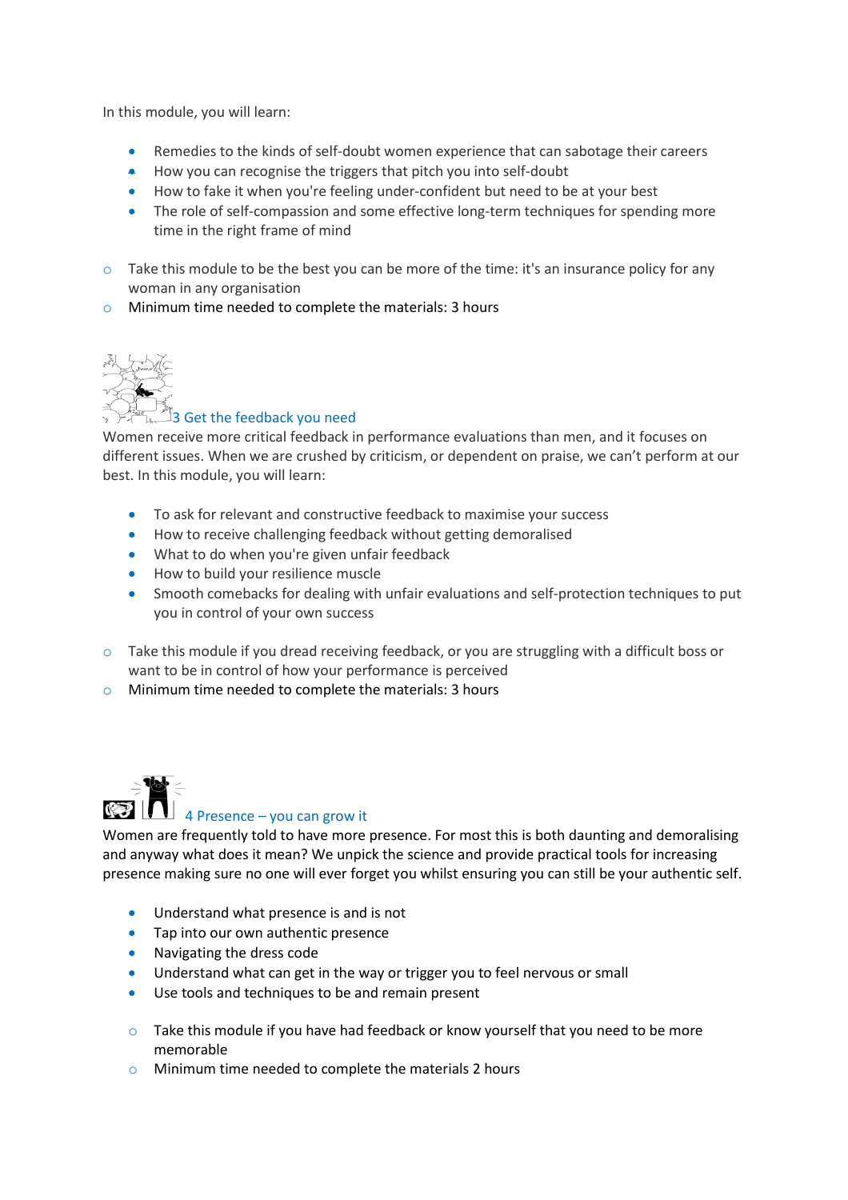In this module, you will learn:

- Remedies to the kinds of self-doubt women experience that can sabotage their careers
- How you can recognise the triggers that pitch you into self-doubt
- How to fake it when you're feeling under-confident but need to be at your best
- The role of self-compassion and some effective long-term techniques for spending more time in the right frame of mind

- Take this module to be the best you can be more of the time: it's an insurance policy for any woman in any organisation
- Minimum time needed to complete the materials: 3 hours

## 3 Get the feedback you need

Women receive more critical feedback in performance evaluations than men, and it focuses on different issues. When we are crushed by criticism, or dependent on praise, we can't perform at our best. In this module, you will learn:

- To ask for relevant and constructive feedback to maximise your success
- How to receive challenging feedback without getting demoralised
- What to do when you're given unfair feedback
- How to build your resilience muscle
- Smooth comebacks for dealing with unfair evaluations and self-protection techniques to put you in control of your own success

- Take this module if you dread receiving feedback, or you are struggling with a difficult boss or want to be in control of how your performance is perceived
- Minimum time needed to complete the materials: 3 hours

## 4 Presence – you can grow it

Women are frequently told to have more presence. For most this is both daunting and demoralising and anyway what does it mean? We unpick the science and provide practical tools for increasing presence making sure no one will ever forget you whilst ensuring you can still be your authentic self.

- Understand what presence is and is not
- Tap into our own authentic presence
- Navigating the dress code
- Understand what can get in the way or trigger you to feel nervous or small
- Use tools and techniques to be and remain present

- Take this module if you have had feedback or know yourself that you need to be more memorable
- Minimum time needed to complete the materials 2 hours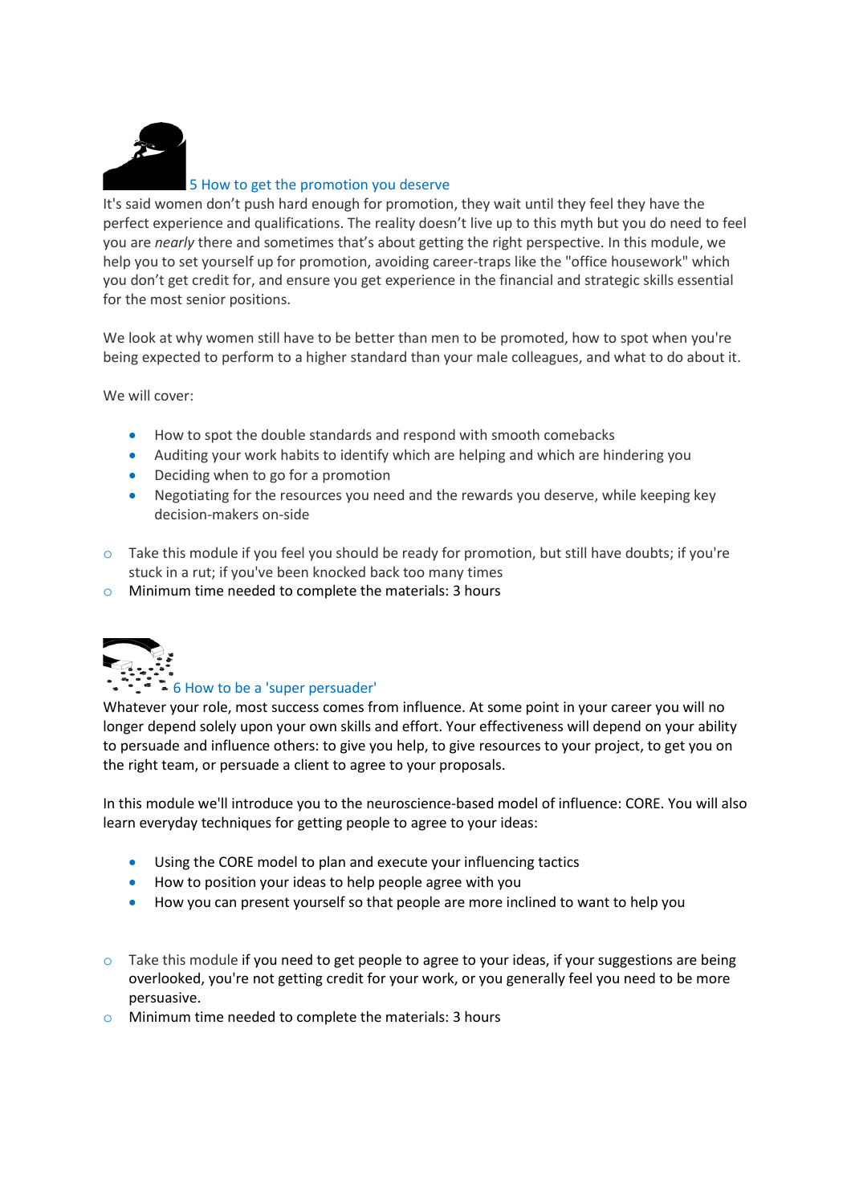## 5 How to get the promotion you deserve

It's said women don't push hard enough for promotion, they wait until they feel they have the perfect experience and qualifications. The reality doesn't live up to this myth but you do need to feel you are *nearly* there and sometimes that's about getting the right perspective. In this module, we help you to set yourself up for promotion, avoiding career-traps like the "office housework" which you don't get credit for, and ensure you get experience in the financial and strategic skills essential for the most senior positions.

We look at why women still have to be better than men to be promoted, how to spot when you're being expected to perform to a higher standard than your male colleagues, and what to do about it.

We will cover:

- How to spot the double standards and respond with smooth comebacks
- Auditing your work habits to identify which are helping and which are hindering you
- Deciding when to go for a promotion
- Negotiating for the resources you need and the rewards you deserve, while keeping key decision-makers on-side

- Take this module if you feel you should be ready for promotion, but still have doubts; if you're stuck in a rut; if you've been knocked back too many times
- Minimum time needed to complete the materials: 3 hours

## 6 How to be a 'super persuader'

Whatever your role, most success comes from influence. At some point in your career you will no longer depend solely upon your own skills and effort. Your effectiveness will depend on your ability to persuade and influence others: to give you help, to give resources to your project, to get you on the right team, or persuade a client to agree to your proposals.

In this module we'll introduce you to the neuroscience-based model of influence: CORE. You will also learn everyday techniques for getting people to agree to your ideas:

- Using the CORE model to plan and execute your influencing tactics
- How to position your ideas to help people agree with you
- How you can present yourself so that people are more inclined to want to help you

- Take this module if you need to get people to agree to your ideas, if your suggestions are being overlooked, you're not getting credit for your work, or you generally feel you need to be more persuasive.
- Minimum time needed to complete the materials: 3 hours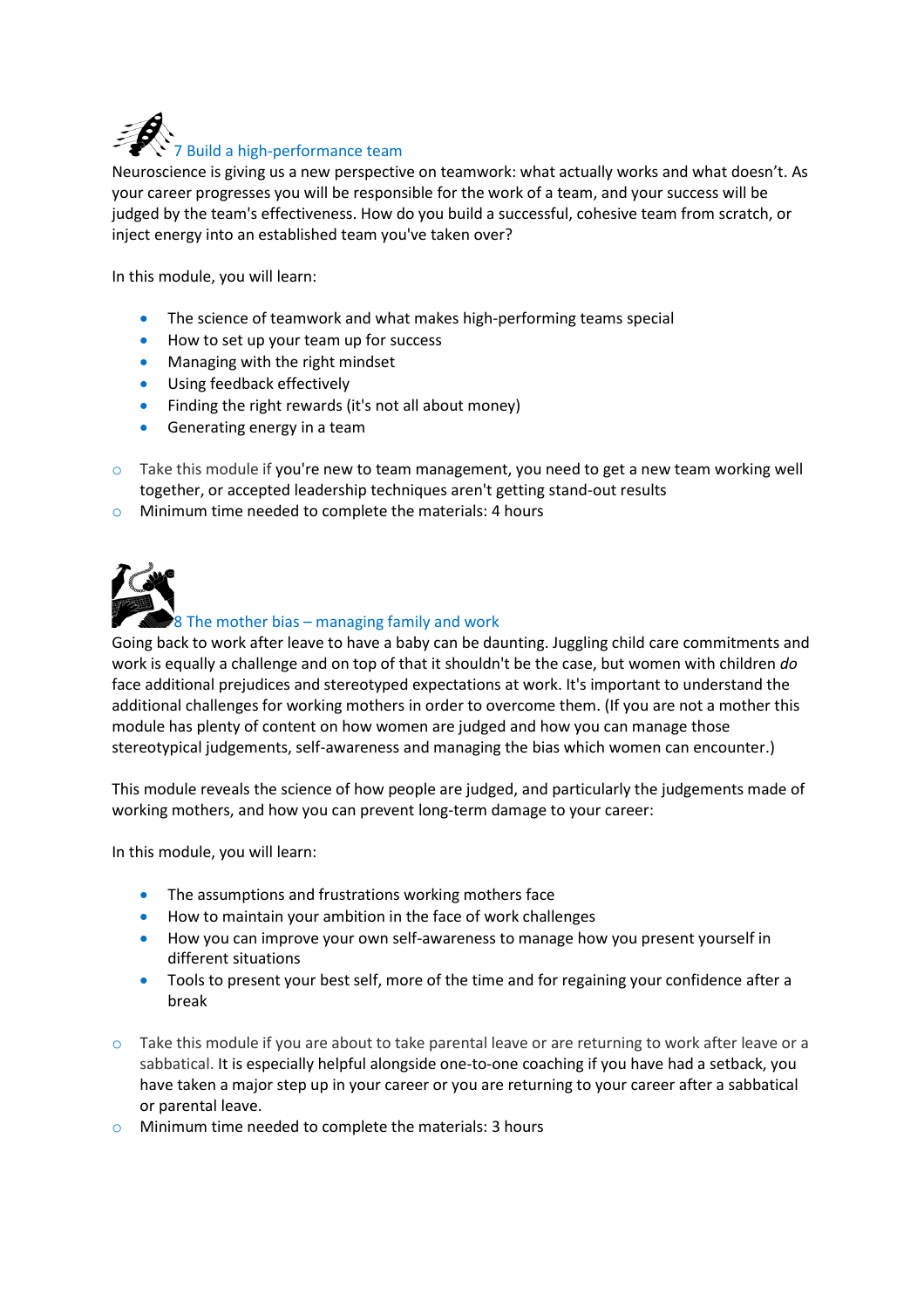## 7 Build a high-performance team

Neuroscience is giving us a new perspective on teamwork: what actually works and what doesn't. As your career progresses you will be responsible for the work of a team, and your success will be judged by the team's effectiveness. How do you build a successful, cohesive team from scratch, or inject energy into an established team you've taken over?

In this module, you will learn:

- The science of teamwork and what makes high-performing teams special
- How to set up your team up for success
- Managing with the right mindset
- Using feedback effectively
- Finding the right rewards (it's not all about money)
- Generating energy in a team

- Take this module if you're new to team management, you need to get a new team working well together, or accepted leadership techniques aren't getting stand-out results
- Minimum time needed to complete the materials: 4 hours

## 8 The mother bias – managing family and work

Going back to work after leave to have a baby can be daunting. Juggling child care commitments and work is equally a challenge and on top of that it shouldn't be the case, but women with children *do* face additional prejudices and stereotyped expectations at work. It's important to understand the additional challenges for working mothers in order to overcome them. (If you are not a mother this module has plenty of content on how women are judged and how you can manage those stereotypical judgements, self-awareness and managing the bias which women can encounter.)

This module reveals the science of how people are judged, and particularly the judgements made of working mothers, and how you can prevent long-term damage to your career:

In this module, you will learn:

- The assumptions and frustrations working mothers face
- How to maintain your ambition in the face of work challenges
- How you can improve your own self-awareness to manage how you present yourself in different situations
- Tools to present your best self, more of the time and for regaining your confidence after a break

- Take this module if you are about to take parental leave or are returning to work after leave or a sabbatical. It is especially helpful alongside one-to-one coaching if you have had a setback, you have taken a major step up in your career or you are returning to your career after a sabbatical or parental leave.
- Minimum time needed to complete the materials: 3 hours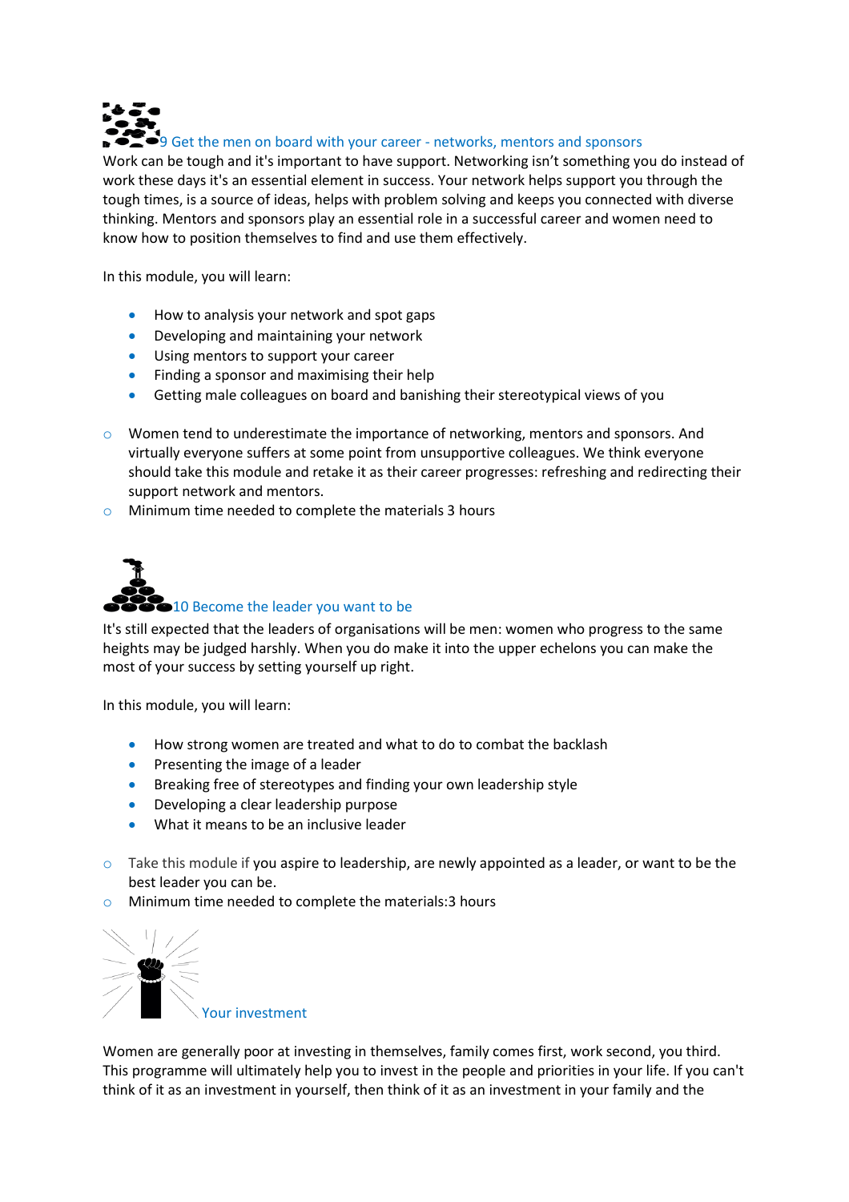## 9 Get the men on board with your career - networks, mentors and sponsors

Work can be tough and it's important to have support. Networking isn't something you do instead of work these days it's an essential element in success. Your network helps support you through the tough times, is a source of ideas, helps with problem solving and keeps you connected with diverse thinking. Mentors and sponsors play an essential role in a successful career and women need to know how to position themselves to find and use them effectively.

In this module, you will learn:

- How to analysis your network and spot gaps
- Developing and maintaining your network
- Using mentors to support your career
- Finding a sponsor and maximising their help
- Getting male colleagues on board and banishing their stereotypical views of you

- Women tend to underestimate the importance of networking, mentors and sponsors. And virtually everyone suffers at some point from unsupportive colleagues. We think everyone should take this module and retake it as their career progresses: refreshing and redirecting their support network and mentors.
- Minimum time needed to complete the materials 3 hours

## 10 Become the leader you want to be

It's still expected that the leaders of organisations will be men: women who progress to the same heights may be judged harshly. When you do make it into the upper echelons you can make the most of your success by setting yourself up right.

In this module, you will learn:

- How strong women are treated and what to do to combat the backlash
- Presenting the image of a leader
- Breaking free of stereotypes and finding your own leadership style
- Developing a clear leadership purpose
- What it means to be an inclusive leader

- Take this module if you aspire to leadership, are newly appointed as a leader, or want to be the best leader you can be.
- Minimum time needed to complete the materials:3 hours

## Your investment

Women are generally poor at investing in themselves, family comes first, work second, you third. This programme will ultimately help you to invest in the people and priorities in your life. If you can't think of it as an investment in yourself, then think of it as an investment in your family and the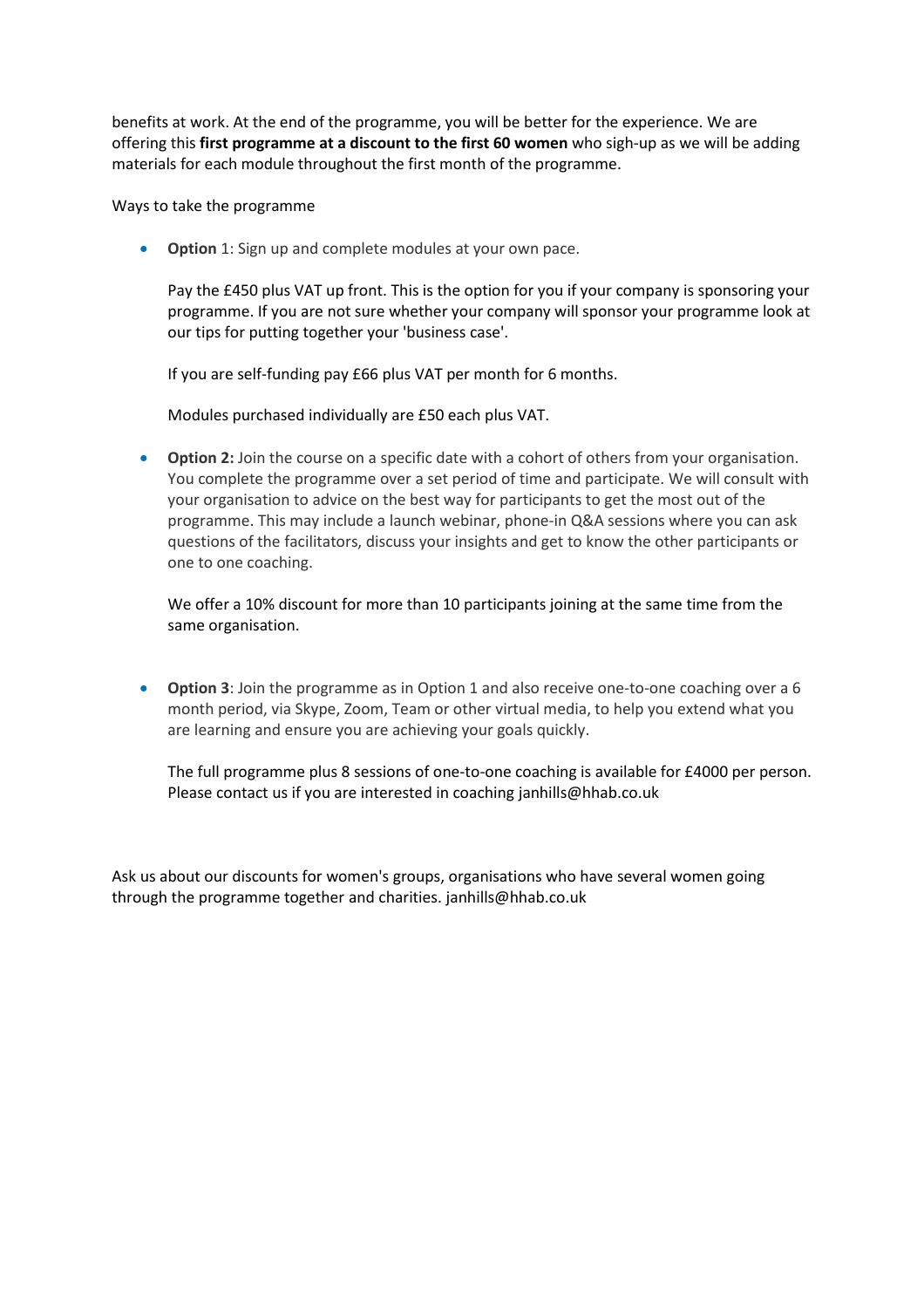benefits at work. At the end of the programme, you will be better for the experience. We are offering this **first programme at a discount to the first 60 women** who sigh-up as we will be adding materials for each module throughout the first month of the programme.

Ways to take the programme

- **Option** 1: Sign up and complete modules at your own pace.

  Pay the £450 plus VAT up front. This is the option for you if your company is sponsoring your programme. If you are not sure whether your company will sponsor your programme look at our tips for putting together your 'business case'.

  If you are self-funding pay £66 plus VAT per month for 6 months.

  Modules purchased individually are £50 each plus VAT.

- **Option 2:** Join the course on a specific date with a cohort of others from your organisation. You complete the programme over a set period of time and participate. We will consult with your organisation to advice on the best way for participants to get the most out of the programme. This may include a launch webinar, phone-in Q&A sessions where you can ask questions of the facilitators, discuss your insights and get to know the other participants or one to one coaching.

  We offer a 10% discount for more than 10 participants joining at the same time from the same organisation.

- **Option 3**: Join the programme as in Option 1 and also receive one-to-one coaching over a 6 month period, via Skype, Zoom, Team or other virtual media, to help you extend what you are learning and ensure you are achieving your goals quickly.

  The full programme plus 8 sessions of one-to-one coaching is available for £4000 per person. Please contact us if you are interested in coaching janhills@hhab.co.uk

Ask us about our discounts for women's groups, organisations who have several women going through the programme together and charities. janhills@hhab.co.uk